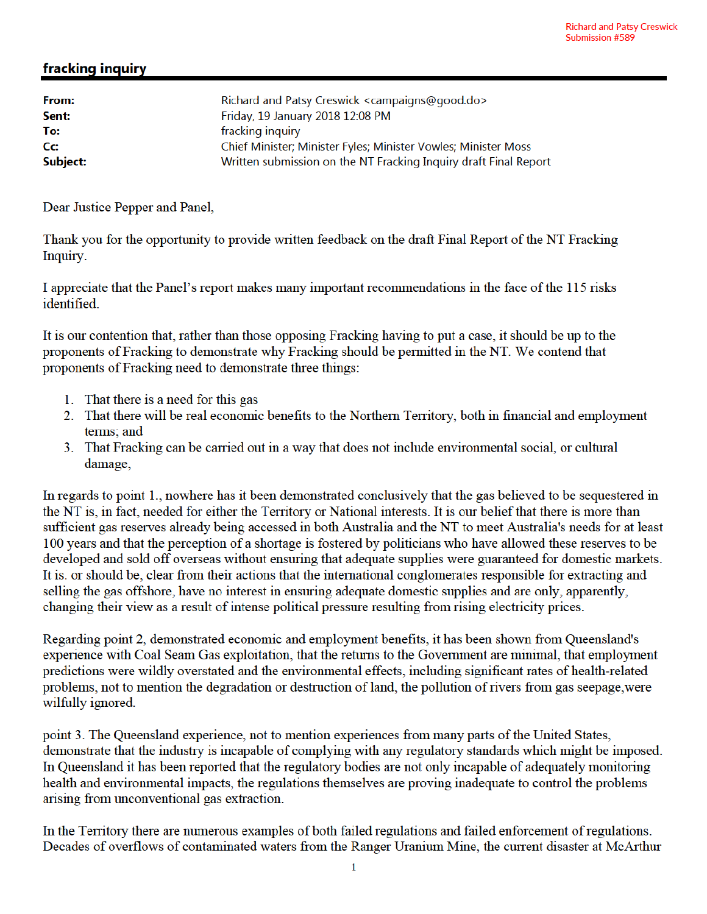Richard and Patsy Creswick
Submission #589

## fracking inquiry

**From:** Richard and Patsy Creswick <campaigns@good.do>
**Sent:** Friday, 19 January 2018 12:08 PM
**To:** fracking inquiry
**Cc:** Chief Minister; Minister Fyles; Minister Vowles; Minister Moss
**Subject:** Written submission on the NT Fracking Inquiry draft Final Report

Dear Justice Pepper and Panel,

Thank you for the opportunity to provide written feedback on the draft Final Report of the NT Fracking Inquiry.

I appreciate that the Panel's report makes many important recommendations in the face of the 115 risks identified.

It is our contention that, rather than those opposing Fracking having to put a case, it should be up to the proponents of Fracking to demonstrate why Fracking should be permitted in the NT. We contend that proponents of Fracking need to demonstrate three things:

1. That there is a need for this gas
2. That there will be real economic benefits to the Northern Territory, both in financial and employment terms; and
3. That Fracking can be carried out in a way that does not include environmental social, or cultural damage,

In regards to point 1., nowhere has it been demonstrated conclusively that the gas believed to be sequestered in the NT is, in fact, needed for either the Territory or National interests. It is our belief that there is more than sufficient gas reserves already being accessed in both Australia and the NT to meet Australia's needs for at least 100 years and that the perception of a shortage is fostered by politicians who have allowed these reserves to be developed and sold off overseas without ensuring that adequate supplies were guaranteed for domestic markets. It is. or should be, clear from their actions that the international conglomerates responsible for extracting and selling the gas offshore, have no interest in ensuring adequate domestic supplies and are only, apparently, changing their view as a result of intense political pressure resulting from rising electricity prices.

Regarding point 2, demonstrated economic and employment benefits, it has been shown from Queensland's experience with Coal Seam Gas exploitation, that the returns to the Government are minimal, that employment predictions were wildly overstated and the environmental effects, including significant rates of health-related problems, not to mention the degradation or destruction of land, the pollution of rivers from gas seepage,were wilfully ignored.

point 3. The Queensland experience, not to mention experiences from many parts of the United States, demonstrate that the industry is incapable of complying with any regulatory standards which might be imposed. In Queensland it has been reported that the regulatory bodies are not only incapable of adequately monitoring health and environmental impacts, the regulations themselves are proving inadequate to control the problems arising from unconventional gas extraction.

In the Territory there are numerous examples of both failed regulations and failed enforcement of regulations. Decades of overflows of contaminated waters from the Ranger Uranium Mine, the current disaster at McArthur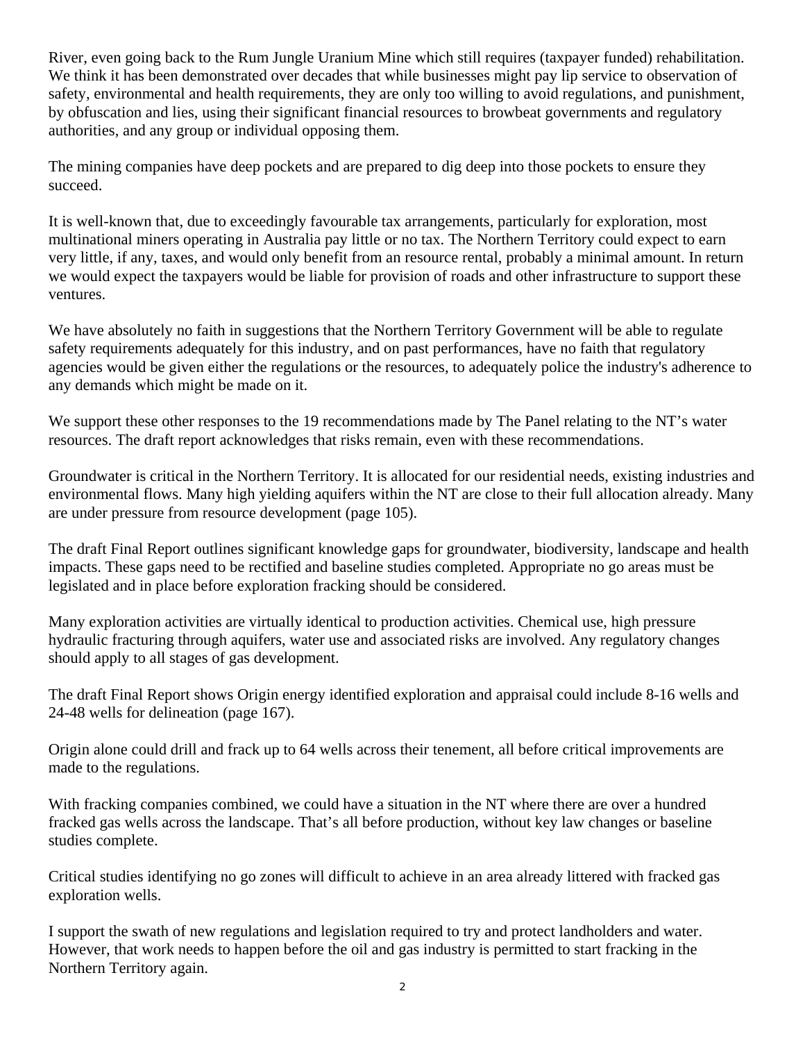River, even going back to the Rum Jungle Uranium Mine which still requires (taxpayer funded) rehabilitation. We think it has been demonstrated over decades that while businesses might pay lip service to observation of safety, environmental and health requirements, they are only too willing to avoid regulations, and punishment, by obfuscation and lies, using their significant financial resources to browbeat governments and regulatory authorities, and any group or individual opposing them.

The mining companies have deep pockets and are prepared to dig deep into those pockets to ensure they succeed.

It is well-known that, due to exceedingly favourable tax arrangements, particularly for exploration, most multinational miners operating in Australia pay little or no tax. The Northern Territory could expect to earn very little, if any, taxes, and would only benefit from an resource rental, probably a minimal amount. In return we would expect the taxpayers would be liable for provision of roads and other infrastructure to support these ventures.

We have absolutely no faith in suggestions that the Northern Territory Government will be able to regulate safety requirements adequately for this industry, and on past performances, have no faith that regulatory agencies would be given either the regulations or the resources, to adequately police the industry's adherence to any demands which might be made on it.

We support these other responses to the 19 recommendations made by The Panel relating to the NT's water resources. The draft report acknowledges that risks remain, even with these recommendations.

Groundwater is critical in the Northern Territory. It is allocated for our residential needs, existing industries and environmental flows. Many high yielding aquifers within the NT are close to their full allocation already. Many are under pressure from resource development (page 105).

The draft Final Report outlines significant knowledge gaps for groundwater, biodiversity, landscape and health impacts. These gaps need to be rectified and baseline studies completed. Appropriate no go areas must be legislated and in place before exploration fracking should be considered.

Many exploration activities are virtually identical to production activities. Chemical use, high pressure hydraulic fracturing through aquifers, water use and associated risks are involved. Any regulatory changes should apply to all stages of gas development.

The draft Final Report shows Origin energy identified exploration and appraisal could include 8-16 wells and 24-48 wells for delineation (page 167).

Origin alone could drill and frack up to 64 wells across their tenement, all before critical improvements are made to the regulations.

With fracking companies combined, we could have a situation in the NT where there are over a hundred fracked gas wells across the landscape. That's all before production, without key law changes or baseline studies complete.

Critical studies identifying no go zones will difficult to achieve in an area already littered with fracked gas exploration wells.

I support the swath of new regulations and legislation required to try and protect landholders and water. However, that work needs to happen before the oil and gas industry is permitted to start fracking in the Northern Territory again.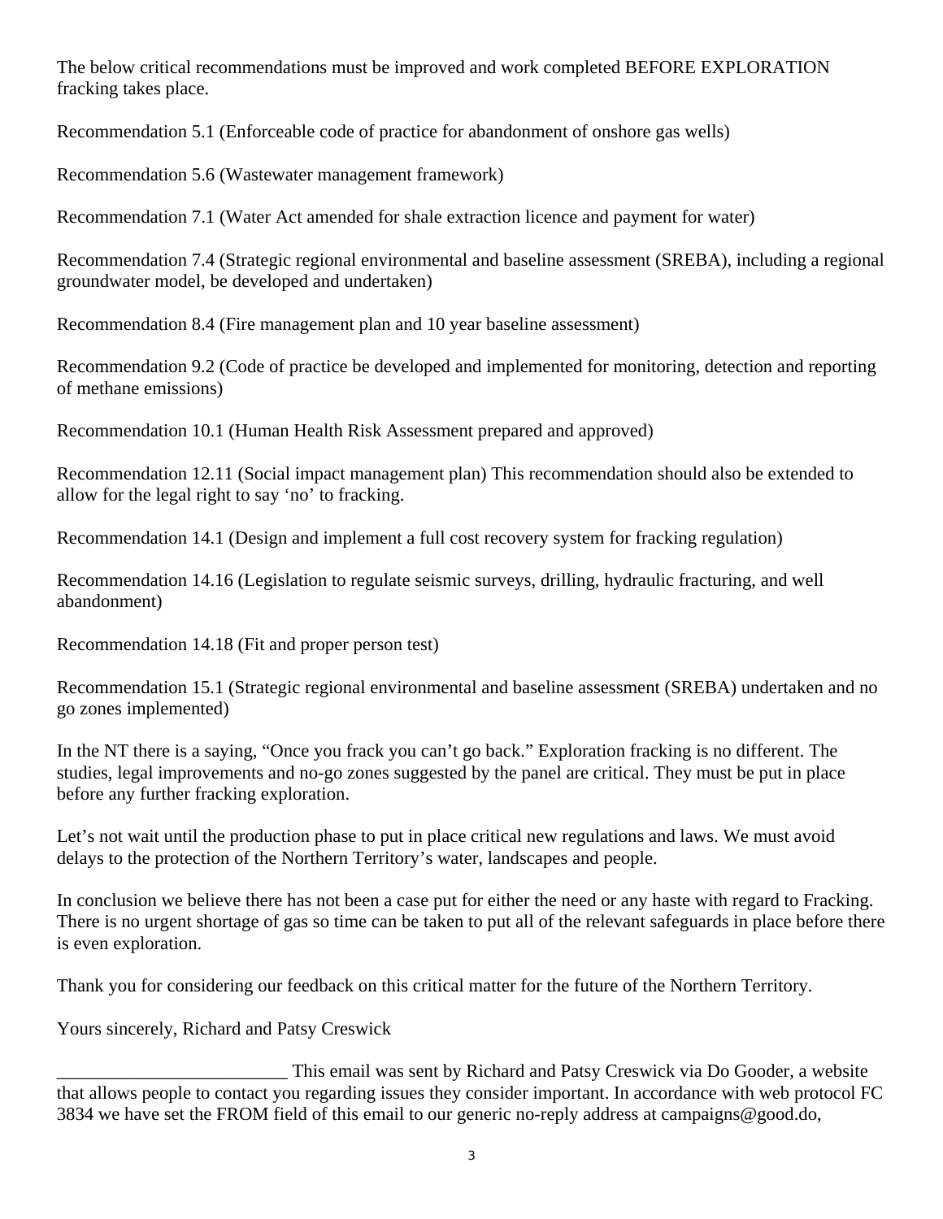The below critical recommendations must be improved and work completed BEFORE EXPLORATION fracking takes place.

Recommendation 5.1 (Enforceable code of practice for abandonment of onshore gas wells)

Recommendation 5.6 (Wastewater management framework)

Recommendation 7.1 (Water Act amended for shale extraction licence and payment for water)

Recommendation 7.4 (Strategic regional environmental and baseline assessment (SREBA), including a regional groundwater model, be developed and undertaken)

Recommendation 8.4 (Fire management plan and 10 year baseline assessment)

Recommendation 9.2 (Code of practice be developed and implemented for monitoring, detection and reporting of methane emissions)

Recommendation 10.1 (Human Health Risk Assessment prepared and approved)

Recommendation 12.11 (Social impact management plan) This recommendation should also be extended to allow for the legal right to say 'no' to fracking.

Recommendation 14.1 (Design and implement a full cost recovery system for fracking regulation)

Recommendation 14.16 (Legislation to regulate seismic surveys, drilling, hydraulic fracturing, and well abandonment)

Recommendation 14.18 (Fit and proper person test)

Recommendation 15.1 (Strategic regional environmental and baseline assessment (SREBA) undertaken and no go zones implemented)

In the NT there is a saying, "Once you frack you can't go back." Exploration fracking is no different. The studies, legal improvements and no-go zones suggested by the panel are critical. They must be put in place before any further fracking exploration.

Let's not wait until the production phase to put in place critical new regulations and laws. We must avoid delays to the protection of the Northern Territory's water, landscapes and people.

In conclusion we believe there has not been a case put for either the need or any haste with regard to Fracking. There is no urgent shortage of gas so time can be taken to put all of the relevant safeguards in place before there is even exploration.

Thank you for considering our feedback on this critical matter for the future of the Northern Territory.

Yours sincerely, Richard and Patsy Creswick

_________________________ This email was sent by Richard and Patsy Creswick via Do Gooder, a website that allows people to contact you regarding issues they consider important. In accordance with web protocol FC 3834 we have set the FROM field of this email to our generic no-reply address at campaigns@good.do,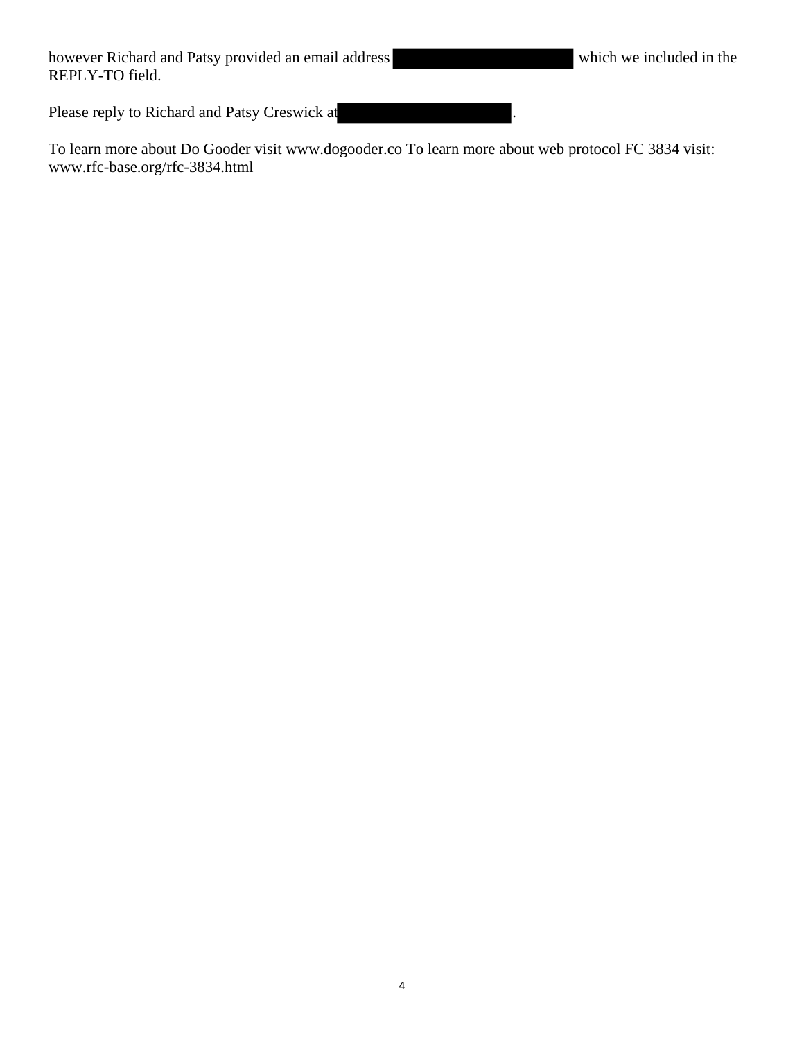however Richard and Patsy provided an email address ████████████████ which we included in the REPLY-TO field.

Please reply to Richard and Patsy Creswick at ████████████████.

To learn more about Do Gooder visit www.dogooder.co To learn more about web protocol FC 3834 visit: www.rfc-base.org/rfc-3834.html